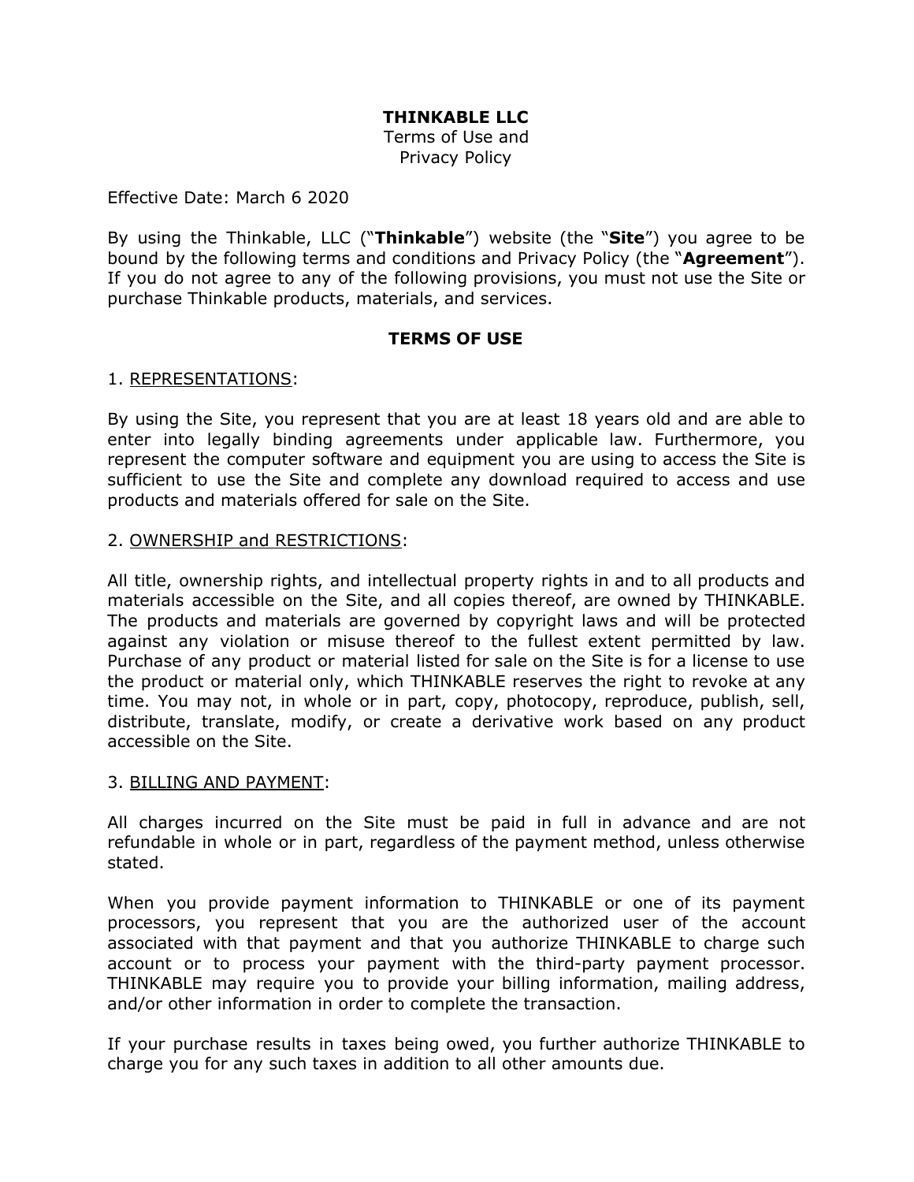**THINKABLE LLC**
Terms of Use and
Privacy Policy

Effective Date: March 6 2020

By using the Thinkable, LLC ("**Thinkable**") website (the "**Site**") you agree to be bound by the following terms and conditions and Privacy Policy (the "**Agreement**"). If you do not agree to any of the following provisions, you must not use the Site or purchase Thinkable products, materials, and services.

## TERMS OF USE

1. <u>REPRESENTATIONS</u>:

By using the Site, you represent that you are at least 18 years old and are able to enter into legally binding agreements under applicable law. Furthermore, you represent the computer software and equipment you are using to access the Site is sufficient to use the Site and complete any download required to access and use products and materials offered for sale on the Site.

2. <u>OWNERSHIP and RESTRICTIONS</u>:

All title, ownership rights, and intellectual property rights in and to all products and materials accessible on the Site, and all copies thereof, are owned by THINKABLE. The products and materials are governed by copyright laws and will be protected against any violation or misuse thereof to the fullest extent permitted by law. Purchase of any product or material listed for sale on the Site is for a license to use the product or material only, which THINKABLE reserves the right to revoke at any time. You may not, in whole or in part, copy, photocopy, reproduce, publish, sell, distribute, translate, modify, or create a derivative work based on any product accessible on the Site.

3. <u>BILLING AND PAYMENT</u>:

All charges incurred on the Site must be paid in full in advance and are not refundable in whole or in part, regardless of the payment method, unless otherwise stated.

When you provide payment information to THINKABLE or one of its payment processors, you represent that you are the authorized user of the account associated with that payment and that you authorize THINKABLE to charge such account or to process your payment with the third-party payment processor. THINKABLE may require you to provide your billing information, mailing address, and/or other information in order to complete the transaction.

If your purchase results in taxes being owed, you further authorize THINKABLE to charge you for any such taxes in addition to all other amounts due.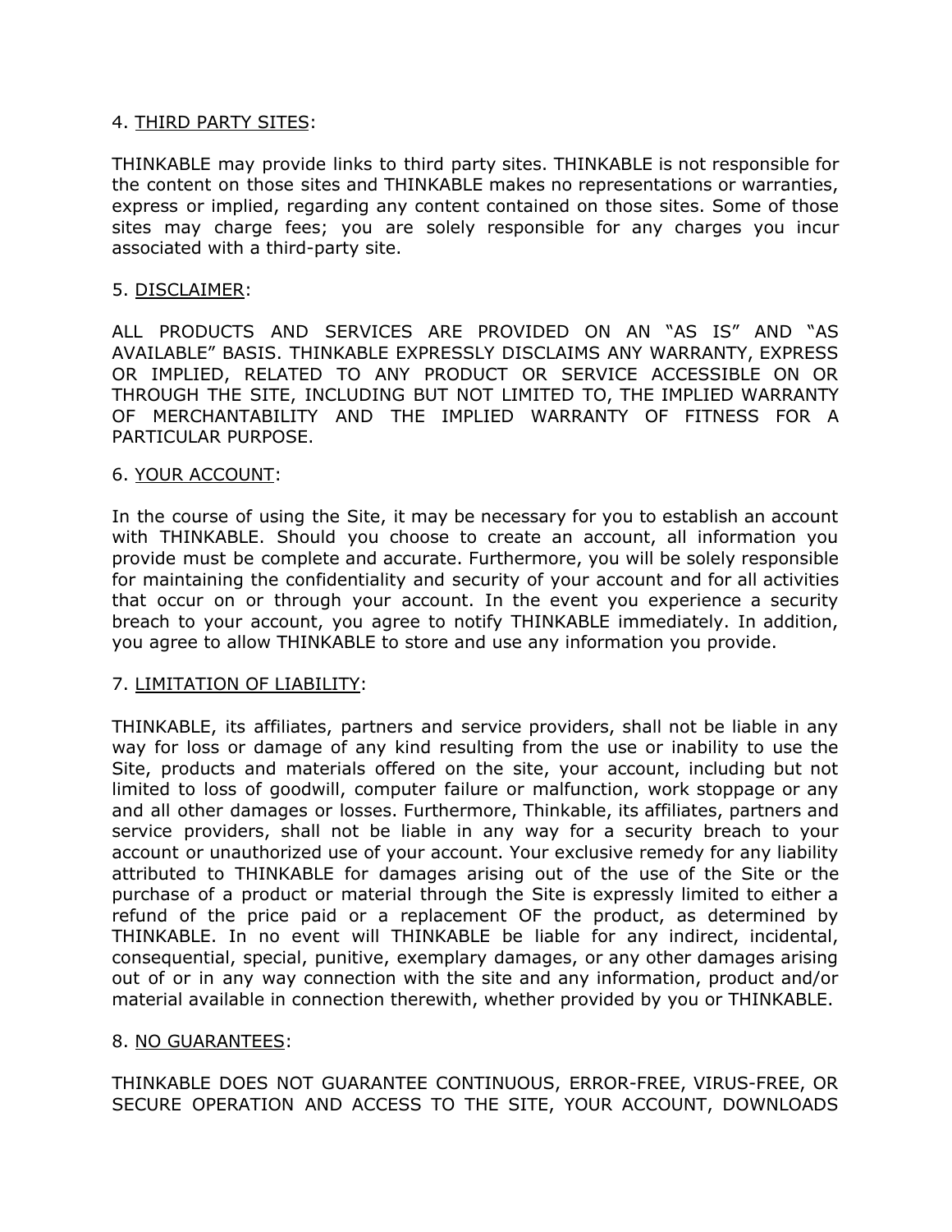4. <u>THIRD PARTY SITES</u>:

THINKABLE may provide links to third party sites. THINKABLE is not responsible for the content on those sites and THINKABLE makes no representations or warranties, express or implied, regarding any content contained on those sites. Some of those sites may charge fees; you are solely responsible for any charges you incur associated with a third-party site.

5. <u>DISCLAIMER</u>:

ALL PRODUCTS AND SERVICES ARE PROVIDED ON AN "AS IS" AND "AS AVAILABLE" BASIS. THINKABLE EXPRESSLY DISCLAIMS ANY WARRANTY, EXPRESS OR IMPLIED, RELATED TO ANY PRODUCT OR SERVICE ACCESSIBLE ON OR THROUGH THE SITE, INCLUDING BUT NOT LIMITED TO, THE IMPLIED WARRANTY OF MERCHANTABILITY AND THE IMPLIED WARRANTY OF FITNESS FOR A PARTICULAR PURPOSE.

6. <u>YOUR ACCOUNT</u>:

In the course of using the Site, it may be necessary for you to establish an account with THINKABLE. Should you choose to create an account, all information you provide must be complete and accurate. Furthermore, you will be solely responsible for maintaining the confidentiality and security of your account and for all activities that occur on or through your account. In the event you experience a security breach to your account, you agree to notify THINKABLE immediately. In addition, you agree to allow THINKABLE to store and use any information you provide.

7. <u>LIMITATION OF LIABILITY</u>:

THINKABLE, its affiliates, partners and service providers, shall not be liable in any way for loss or damage of any kind resulting from the use or inability to use the Site, products and materials offered on the site, your account, including but not limited to loss of goodwill, computer failure or malfunction, work stoppage or any and all other damages or losses. Furthermore, Thinkable, its affiliates, partners and service providers, shall not be liable in any way for a security breach to your account or unauthorized use of your account. Your exclusive remedy for any liability attributed to THINKABLE for damages arising out of the use of the Site or the purchase of a product or material through the Site is expressly limited to either a refund of the price paid or a replacement OF the product, as determined by THINKABLE. In no event will THINKABLE be liable for any indirect, incidental, consequential, special, punitive, exemplary damages, or any other damages arising out of or in any way connection with the site and any information, product and/or material available in connection therewith, whether provided by you or THINKABLE.

8. <u>NO GUARANTEES</u>:

THINKABLE DOES NOT GUARANTEE CONTINUOUS, ERROR-FREE, VIRUS-FREE, OR SECURE OPERATION AND ACCESS TO THE SITE, YOUR ACCOUNT, DOWNLOADS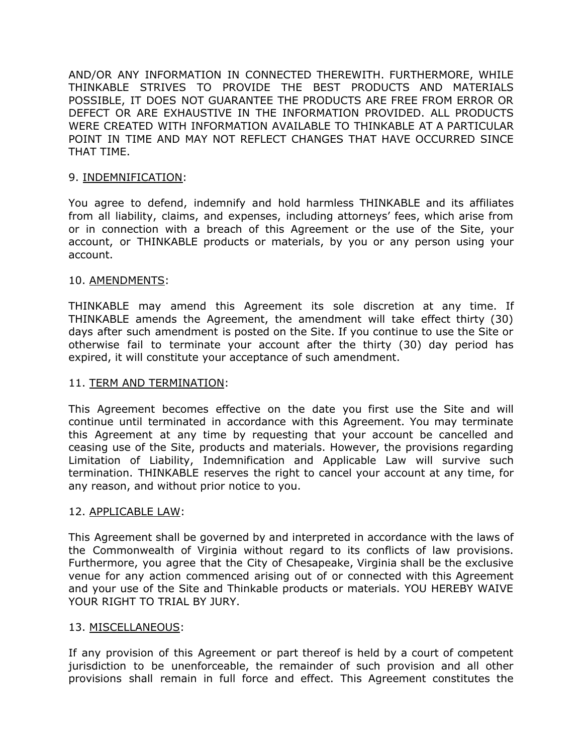AND/OR ANY INFORMATION IN CONNECTED THEREWITH. FURTHERMORE, WHILE THINKABLE STRIVES TO PROVIDE THE BEST PRODUCTS AND MATERIALS POSSIBLE, IT DOES NOT GUARANTEE THE PRODUCTS ARE FREE FROM ERROR OR DEFECT OR ARE EXHAUSTIVE IN THE INFORMATION PROVIDED. ALL PRODUCTS WERE CREATED WITH INFORMATION AVAILABLE TO THINKABLE AT A PARTICULAR POINT IN TIME AND MAY NOT REFLECT CHANGES THAT HAVE OCCURRED SINCE THAT TIME.

9. INDEMNIFICATION:

You agree to defend, indemnify and hold harmless THINKABLE and its affiliates from all liability, claims, and expenses, including attorneys' fees, which arise from or in connection with a breach of this Agreement or the use of the Site, your account, or THINKABLE products or materials, by you or any person using your account.

10. AMENDMENTS:

THINKABLE may amend this Agreement its sole discretion at any time. If THINKABLE amends the Agreement, the amendment will take effect thirty (30) days after such amendment is posted on the Site. If you continue to use the Site or otherwise fail to terminate your account after the thirty (30) day period has expired, it will constitute your acceptance of such amendment.

11. TERM AND TERMINATION:

This Agreement becomes effective on the date you first use the Site and will continue until terminated in accordance with this Agreement. You may terminate this Agreement at any time by requesting that your account be cancelled and ceasing use of the Site, products and materials. However, the provisions regarding Limitation of Liability, Indemnification and Applicable Law will survive such termination. THINKABLE reserves the right to cancel your account at any time, for any reason, and without prior notice to you.

12. APPLICABLE LAW:

This Agreement shall be governed by and interpreted in accordance with the laws of the Commonwealth of Virginia without regard to its conflicts of law provisions. Furthermore, you agree that the City of Chesapeake, Virginia shall be the exclusive venue for any action commenced arising out of or connected with this Agreement and your use of the Site and Thinkable products or materials. YOU HEREBY WAIVE YOUR RIGHT TO TRIAL BY JURY.

13. MISCELLANEOUS:

If any provision of this Agreement or part thereof is held by a court of competent jurisdiction to be unenforceable, the remainder of such provision and all other provisions shall remain in full force and effect. This Agreement constitutes the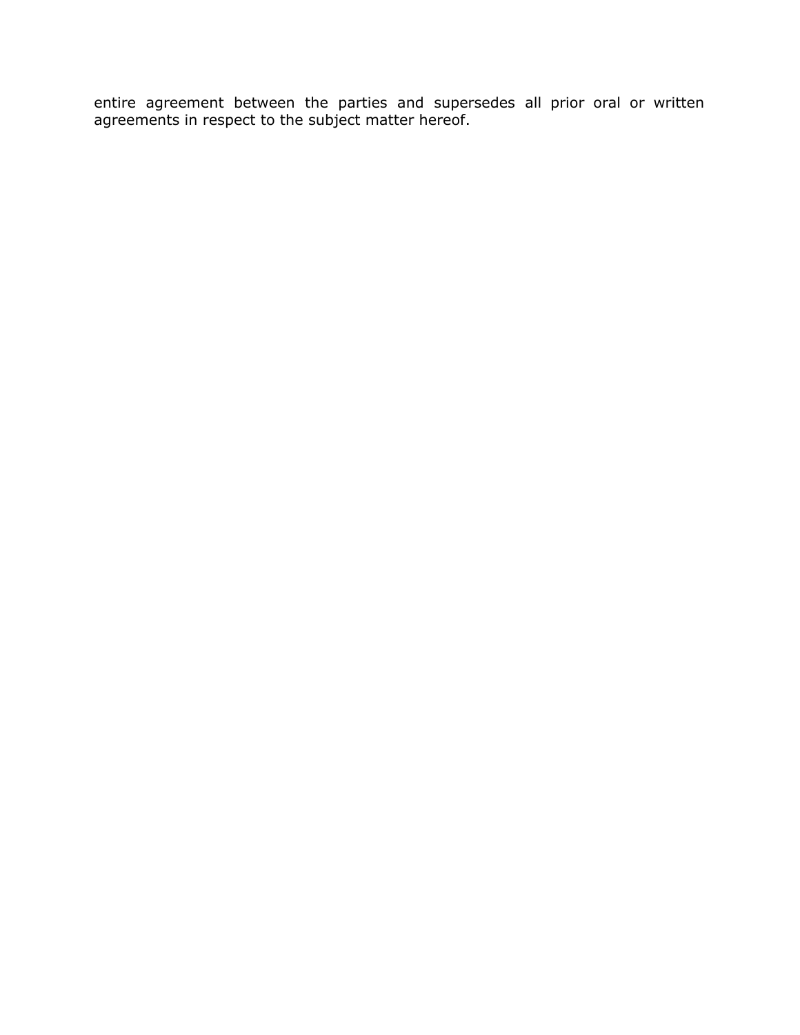entire agreement between the parties and supersedes all prior oral or written agreements in respect to the subject matter hereof.